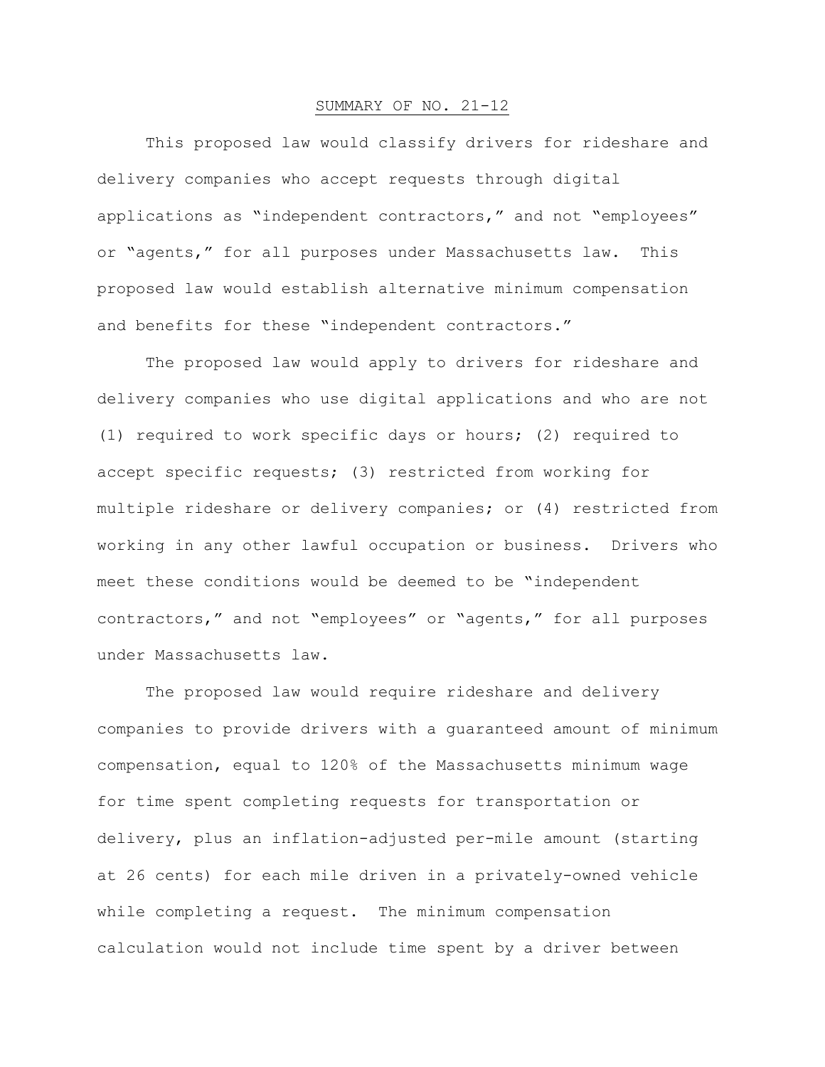# SUMMARY OF NO. 21-12

This proposed law would classify drivers for rideshare and delivery companies who accept requests through digital applications as "independent contractors," and not "employees" or "agents," for all purposes under Massachusetts law. This proposed law would establish alternative minimum compensation and benefits for these "independent contractors."

The proposed law would apply to drivers for rideshare and delivery companies who use digital applications and who are not (1) required to work specific days or hours; (2) required to accept specific requests; (3) restricted from working for multiple rideshare or delivery companies; or (4) restricted from working in any other lawful occupation or business. Drivers who meet these conditions would be deemed to be "independent contractors," and not "employees" or "agents," for all purposes under Massachusetts law.

The proposed law would require rideshare and delivery companies to provide drivers with a guaranteed amount of minimum compensation, equal to 120% of the Massachusetts minimum wage for time spent completing requests for transportation or delivery, plus an inflation-adjusted per-mile amount (starting at 26 cents) for each mile driven in a privately-owned vehicle while completing a request. The minimum compensation calculation would not include time spent by a driver between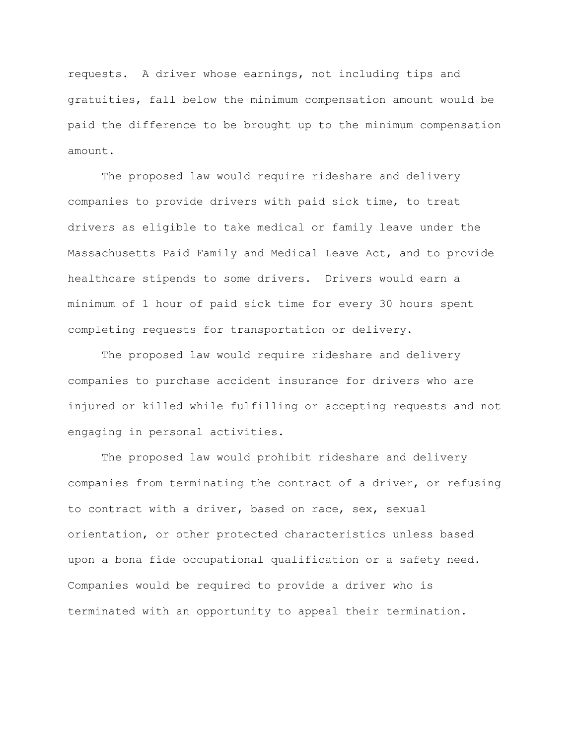requests. A driver whose earnings, not including tips and gratuities, fall below the minimum compensation amount would be paid the difference to be brought up to the minimum compensation amount.

The proposed law would require rideshare and delivery companies to provide drivers with paid sick time, to treat drivers as eligible to take medical or family leave under the Massachusetts Paid Family and Medical Leave Act, and to provide healthcare stipends to some drivers. Drivers would earn a minimum of 1 hour of paid sick time for every 30 hours spent completing requests for transportation or delivery.

The proposed law would require rideshare and delivery companies to purchase accident insurance for drivers who are injured or killed while fulfilling or accepting requests and not engaging in personal activities.

The proposed law would prohibit rideshare and delivery companies from terminating the contract of a driver, or refusing to contract with a driver, based on race, sex, sexual orientation, or other protected characteristics unless based upon a bona fide occupational qualification or a safety need. Companies would be required to provide a driver who is terminated with an opportunity to appeal their termination.